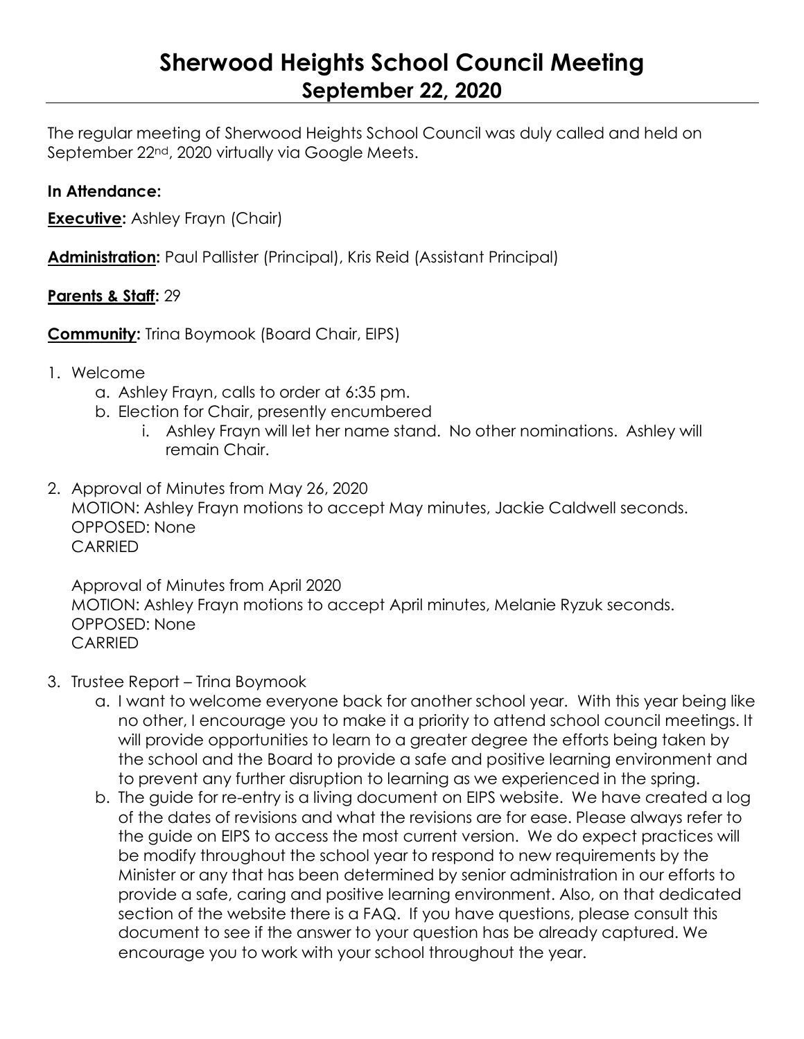# Sherwood Heights School Council Meeting
## September 22, 2020

The regular meeting of Sherwood Heights School Council was duly called and held on September 22nd, 2020 virtually via Google Meets.

**In Attendance:**

**Executive:** Ashley Frayn (Chair)

**Administration:** Paul Pallister (Principal), Kris Reid (Assistant Principal)

**Parents & Staff:** 29

**Community:** Trina Boymook (Board Chair, EIPS)

1. Welcome
   a. Ashley Frayn, calls to order at 6:35 pm.
   b. Election for Chair, presently encumbered
      i. Ashley Frayn will let her name stand. No other nominations. Ashley will remain Chair.

2. Approval of Minutes from May 26, 2020
   MOTION: Ashley Frayn motions to accept May minutes, Jackie Caldwell seconds.
   OPPOSED: None
   CARRIED

   Approval of Minutes from April 2020
   MOTION: Ashley Frayn motions to accept April minutes, Melanie Ryzuk seconds.
   OPPOSED: None
   CARRIED

3. Trustee Report – Trina Boymook
   a. I want to welcome everyone back for another school year. With this year being like no other, I encourage you to make it a priority to attend school council meetings. It will provide opportunities to learn to a greater degree the efforts being taken by the school and the Board to provide a safe and positive learning environment and to prevent any further disruption to learning as we experienced in the spring.
   b. The guide for re-entry is a living document on EIPS website. We have created a log of the dates of revisions and what the revisions are for ease. Please always refer to the guide on EIPS to access the most current version. We do expect practices will be modify throughout the school year to respond to new requirements by the Minister or any that has been determined by senior administration in our efforts to provide a safe, caring and positive learning environment. Also, on that dedicated section of the website there is a FAQ. If you have questions, please consult this document to see if the answer to your question has be already captured. We encourage you to work with your school throughout the year.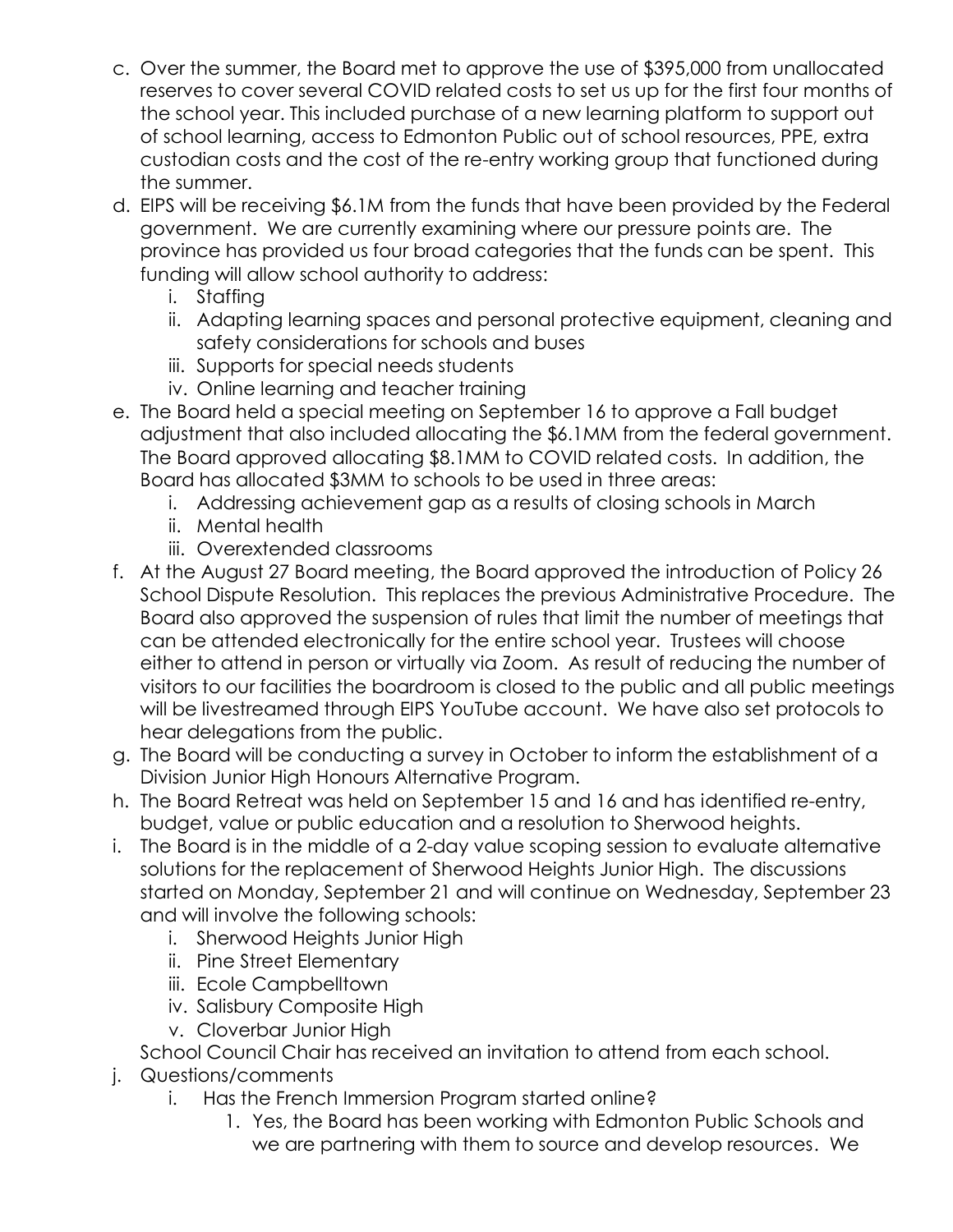c. Over the summer, the Board met to approve the use of $395,000 from unallocated reserves to cover several COVID related costs to set us up for the first four months of the school year. This included purchase of a new learning platform to support out of school learning, access to Edmonton Public out of school resources, PPE, extra custodian costs and the cost of the re-entry working group that functioned during the summer.

d. EIPS will be receiving $6.1M from the funds that have been provided by the Federal government. We are currently examining where our pressure points are. The province has provided us four broad categories that the funds can be spent. This funding will allow school authority to address:

   i. Staffing
   ii. Adapting learning spaces and personal protective equipment, cleaning and safety considerations for schools and buses
   iii. Supports for special needs students
   iv. Online learning and teacher training

e. The Board held a special meeting on September 16 to approve a Fall budget adjustment that also included allocating the $6.1MM from the federal government. The Board approved allocating $8.1MM to COVID related costs. In addition, the Board has allocated $3MM to schools to be used in three areas:

   i. Addressing achievement gap as a results of closing schools in March
   ii. Mental health
   iii. Overextended classrooms

f. At the August 27 Board meeting, the Board approved the introduction of Policy 26 School Dispute Resolution. This replaces the previous Administrative Procedure. The Board also approved the suspension of rules that limit the number of meetings that can be attended electronically for the entire school year. Trustees will choose either to attend in person or virtually via Zoom. As result of reducing the number of visitors to our facilities the boardroom is closed to the public and all public meetings will be livestreamed through EIPS YouTube account. We have also set protocols to hear delegations from the public.

g. The Board will be conducting a survey in October to inform the establishment of a Division Junior High Honours Alternative Program.

h. The Board Retreat was held on September 15 and 16 and has identified re-entry, budget, value or public education and a resolution to Sherwood heights.

i. The Board is in the middle of a 2-day value scoping session to evaluate alternative solutions for the replacement of Sherwood Heights Junior High. The discussions started on Monday, September 21 and will continue on Wednesday, September 23 and will involve the following schools:

   i. Sherwood Heights Junior High
   ii. Pine Street Elementary
   iii. Ecole Campbelltown
   iv. Salisbury Composite High
   v. Cloverbar Junior High

   School Council Chair has received an invitation to attend from each school.

j. Questions/comments

   i. Has the French Immersion Program started online?
      1. Yes, the Board has been working with Edmonton Public Schools and we are partnering with them to source and develop resources. We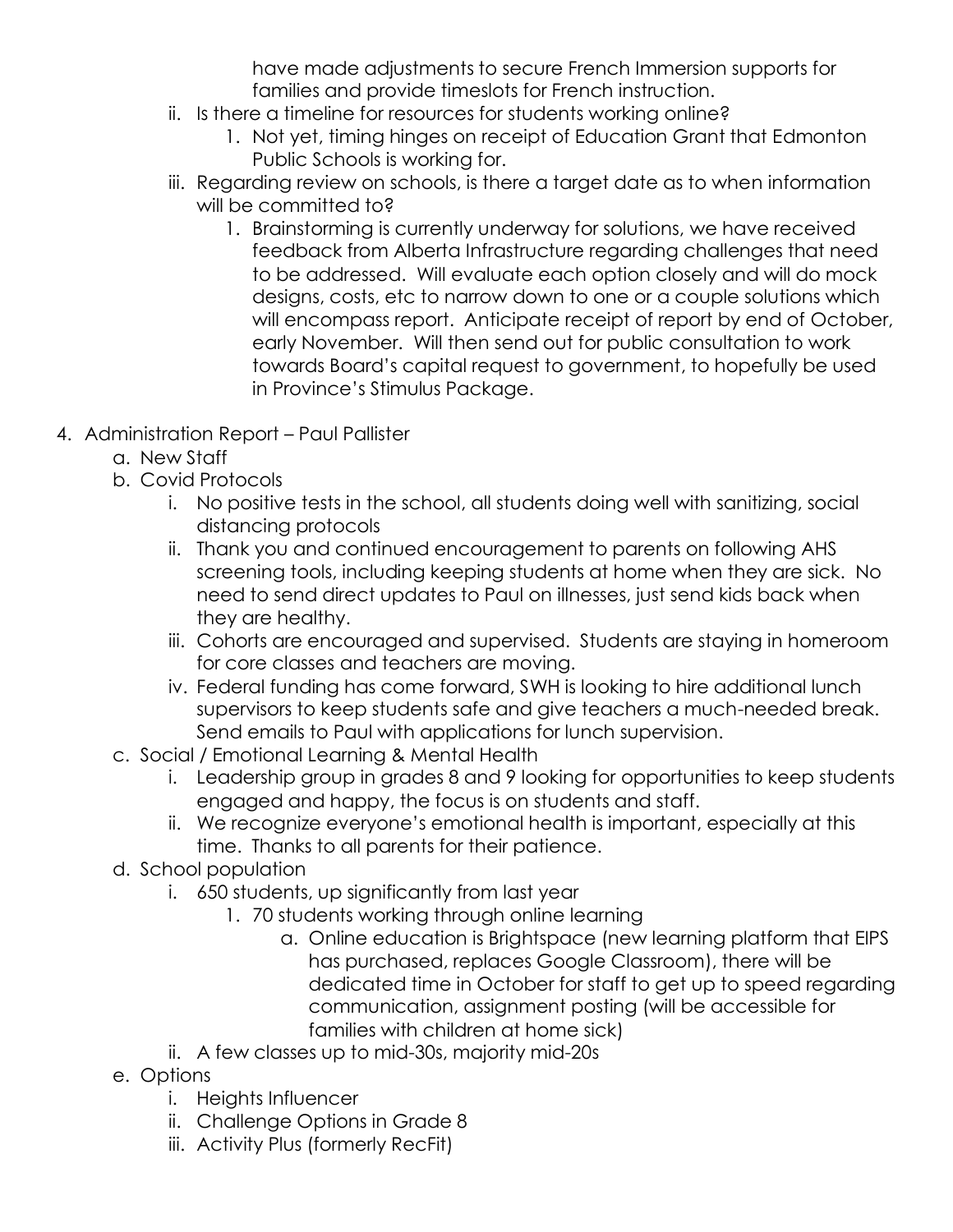have made adjustments to secure French Immersion supports for families and provide timeslots for French instruction.

ii. Is there a timeline for resources for students working online?
   1. Not yet, timing hinges on receipt of Education Grant that Edmonton Public Schools is working for.

iii. Regarding review on schools, is there a target date as to when information will be committed to?
   1. Brainstorming is currently underway for solutions, we have received feedback from Alberta Infrastructure regarding challenges that need to be addressed. Will evaluate each option closely and will do mock designs, costs, etc to narrow down to one or a couple solutions which will encompass report. Anticipate receipt of report by end of October, early November. Will then send out for public consultation to work towards Board's capital request to government, to hopefully be used in Province's Stimulus Package.

4. Administration Report – Paul Pallister
   a. New Staff
   b. Covid Protocols
      i. No positive tests in the school, all students doing well with sanitizing, social distancing protocols
      ii. Thank you and continued encouragement to parents on following AHS screening tools, including keeping students at home when they are sick. No need to send direct updates to Paul on illnesses, just send kids back when they are healthy.
      iii. Cohorts are encouraged and supervised. Students are staying in homeroom for core classes and teachers are moving.
      iv. Federal funding has come forward, SWH is looking to hire additional lunch supervisors to keep students safe and give teachers a much-needed break. Send emails to Paul with applications for lunch supervision.
   c. Social / Emotional Learning & Mental Health
      i. Leadership group in grades 8 and 9 looking for opportunities to keep students engaged and happy, the focus is on students and staff.
      ii. We recognize everyone's emotional health is important, especially at this time. Thanks to all parents for their patience.
   d. School population
      i. 650 students, up significantly from last year
         1. 70 students working through online learning
            a. Online education is Brightspace (new learning platform that EIPS has purchased, replaces Google Classroom), there will be dedicated time in October for staff to get up to speed regarding communication, assignment posting (will be accessible for families with children at home sick)
      ii. A few classes up to mid-30s, majority mid-20s
   e. Options
      i. Heights Influencer
      ii. Challenge Options in Grade 8
      iii. Activity Plus (formerly RecFit)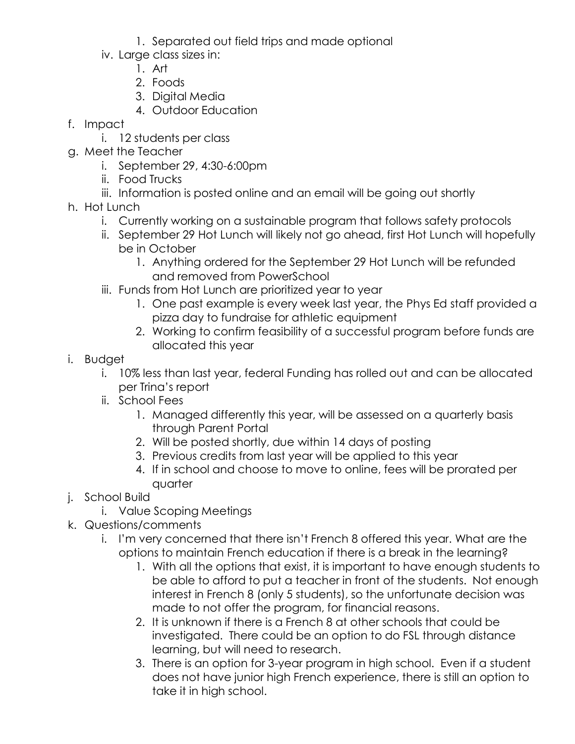1. Separated out field trips and made optional
      iv. Large class sizes in:
         1. Art
         2. Foods
         3. Digital Media
         4. Outdoor Education
   f. Impact
      i. 12 students per class
   g. Meet the Teacher
      i. September 29, 4:30-6:00pm
      ii. Food Trucks
      iii. Information is posted online and an email will be going out shortly
   h. Hot Lunch
      i. Currently working on a sustainable program that follows safety protocols
      ii. September 29 Hot Lunch will likely not go ahead, first Hot Lunch will hopefully be in October
         1. Anything ordered for the September 29 Hot Lunch will be refunded and removed from PowerSchool
      iii. Funds from Hot Lunch are prioritized year to year
         1. One past example is every week last year, the Phys Ed staff provided a pizza day to fundraise for athletic equipment
         2. Working to confirm feasibility of a successful program before funds are allocated this year
   i. Budget
      i. 10% less than last year, federal Funding has rolled out and can be allocated per Trina's report
      ii. School Fees
         1. Managed differently this year, will be assessed on a quarterly basis through Parent Portal
         2. Will be posted shortly, due within 14 days of posting
         3. Previous credits from last year will be applied to this year
         4. If in school and choose to move to online, fees will be prorated per quarter
   j. School Build
      i. Value Scoping Meetings
   k. Questions/comments
      i. I'm very concerned that there isn't French 8 offered this year. What are the options to maintain French education if there is a break in the learning?
         1. With all the options that exist, it is important to have enough students to be able to afford to put a teacher in front of the students. Not enough interest in French 8 (only 5 students), so the unfortunate decision was made to not offer the program, for financial reasons.
         2. It is unknown if there is a French 8 at other schools that could be investigated. There could be an option to do FSL through distance learning, but will need to research.
         3. There is an option for 3-year program in high school. Even if a student does not have junior high French experience, there is still an option to take it in high school.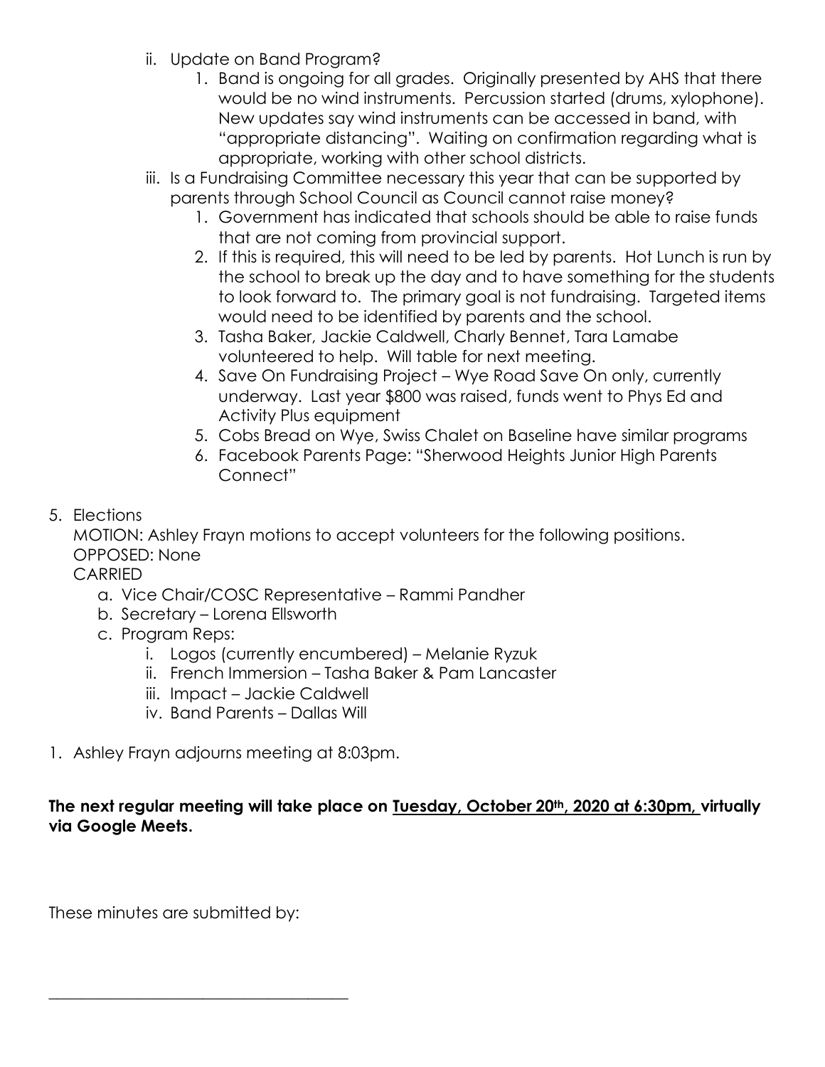ii. Update on Band Program?

1. Band is ongoing for all grades. Originally presented by AHS that there would be no wind instruments. Percussion started (drums, xylophone). New updates say wind instruments can be accessed in band, with "appropriate distancing". Waiting on confirmation regarding what is appropriate, working with other school districts.

iii. Is a Fundraising Committee necessary this year that can be supported by parents through School Council as Council cannot raise money?

1. Government has indicated that schools should be able to raise funds that are not coming from provincial support.
2. If this is required, this will need to be led by parents. Hot Lunch is run by the school to break up the day and to have something for the students to look forward to. The primary goal is not fundraising. Targeted items would need to be identified by parents and the school.
3. Tasha Baker, Jackie Caldwell, Charly Bennet, Tara Lamabe volunteered to help. Will table for next meeting.
4. Save On Fundraising Project – Wye Road Save On only, currently underway. Last year $800 was raised, funds went to Phys Ed and Activity Plus equipment
5. Cobs Bread on Wye, Swiss Chalet on Baseline have similar programs
6. Facebook Parents Page: "Sherwood Heights Junior High Parents Connect"

5. Elections

MOTION: Ashley Frayn motions to accept volunteers for the following positions.
OPPOSED: None
CARRIED

a. Vice Chair/COSC Representative – Rammi Pandher
b. Secretary – Lorena Ellsworth
c. Program Reps:
   i. Logos (currently encumbered) – Melanie Ryzuk
   ii. French Immersion – Tasha Baker & Pam Lancaster
   iii. Impact – Jackie Caldwell
   iv. Band Parents – Dallas Will

1. Ashley Frayn adjourns meeting at 8:03pm.

**The next regular meeting will take place on Tuesday, October 20th, 2020 at 6:30pm, virtually via Google Meets.**

These minutes are submitted by:

\_\_\_\_\_\_\_\_\_\_\_\_\_\_\_\_\_\_\_\_\_\_\_\_\_\_\_\_\_\_\_\_\_\_\_\_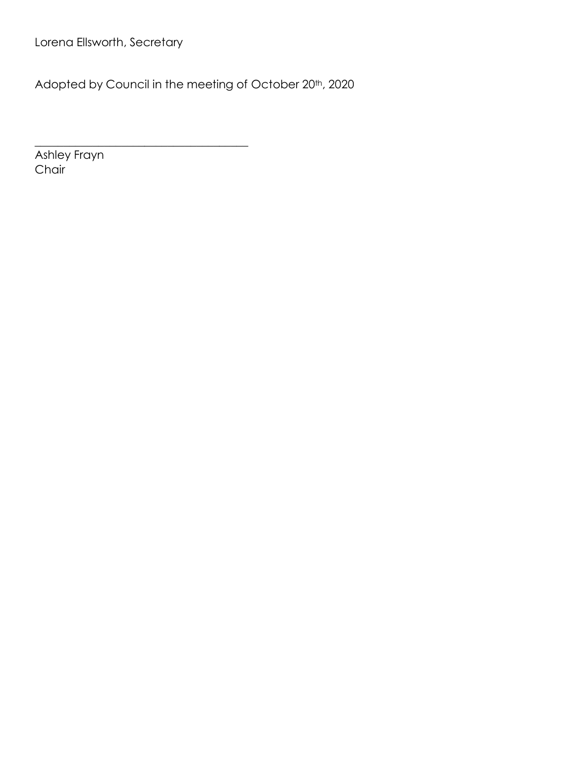Lorena Ellsworth, Secretary

Adopted by Council in the meeting of October 20th, 2020

\_\_\_\_\_\_\_\_\_\_\_\_\_\_\_\_\_\_\_\_\_\_\_\_\_\_\_\_\_\_\_\_\_\_\_\_\_\_

Ashley Frayn
Chair